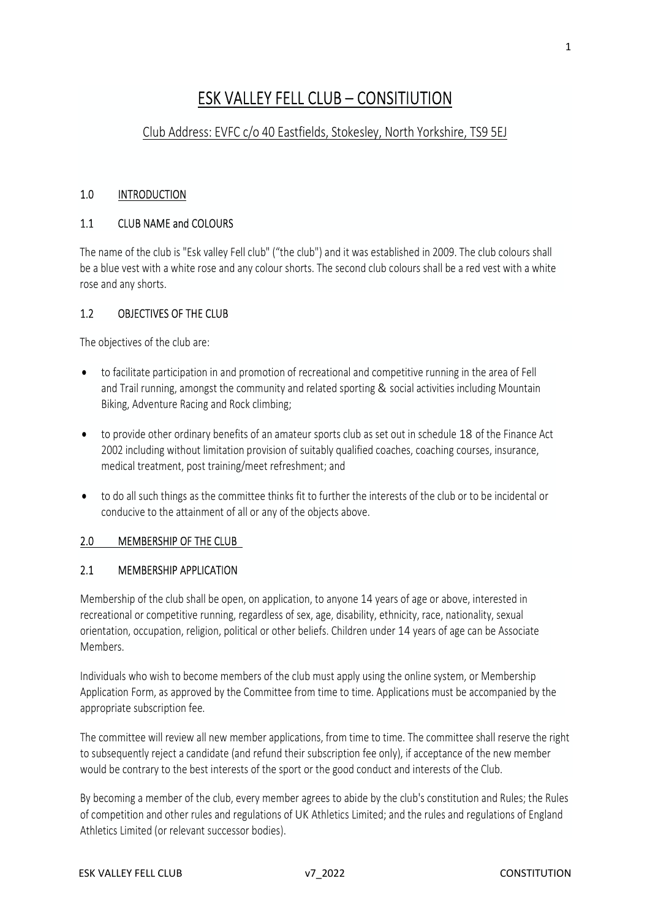# ESK VALLEY FELL CLUB – CONSITIUTION

## Club Address: EVFC c/o 40 Eastfields, Stokesley, North Yorkshire, TS9 5EJ

### 1.0 INTRODUCTION

### 1.1 CLUB NAME and COLOURS

The name of the club is "Esk valley Fell club" ("the club") and it was established in 2009. The club colours shall be a blue vest with a white rose and any colour shorts. The second club colours shall be a red vest with a white rose and any shorts.

### 1.2 OBJECTIVES OF THE CLUB

The objectives of the club are:

- to facilitate participation in and promotion of recreational and competitive running in the area of Fell and Trail running, amongst the community and related sporting & social activities including Mountain Biking, Adventure Racing and Rock climbing;
- to provide other ordinary benefits of an amateur sports club as set out in schedule 18 of the Finance Act 2002 including without limitation provision of suitably qualified coaches, coaching courses, insurance, medical treatment, post training/meet refreshment; and
- to do all such things as the committee thinks fit to further the interests of the club or to be incidental or conducive to the attainment of all or any of the objects above.

### 2.0 MEMBERSHIP OF THE CLUB

### 2.1 MEMBERSHIP APPLICATION

Membership of the club shall be open, on application, to anyone 14 years of age or above, interested in recreational or competitive running, regardless of sex, age, disability, ethnicity, race, nationality, sexual orientation, occupation, religion, political or other beliefs. Children under 14 years of age can be Associate Members.

Individuals who wish to become members of the club must apply using the online system, or Membership Application Form, as approved by the Committee from time to time. Applications must be accompanied by the appropriate subscription fee.

The committee will review all new member applications, from time to time. The committee shall reserve the right to subsequently reject a candidate (and refund their subscription fee only), if acceptance of the new member would be contrary to the best interests of the sport or the good conduct and interests of the Club.

By becoming a member of the club, every member agrees to abide by the club's constitution and Rules; the Rules of competition and other rules and regulations of UK Athletics Limited; and the rules and regulations of England Athletics Limited (or relevant successor bodies).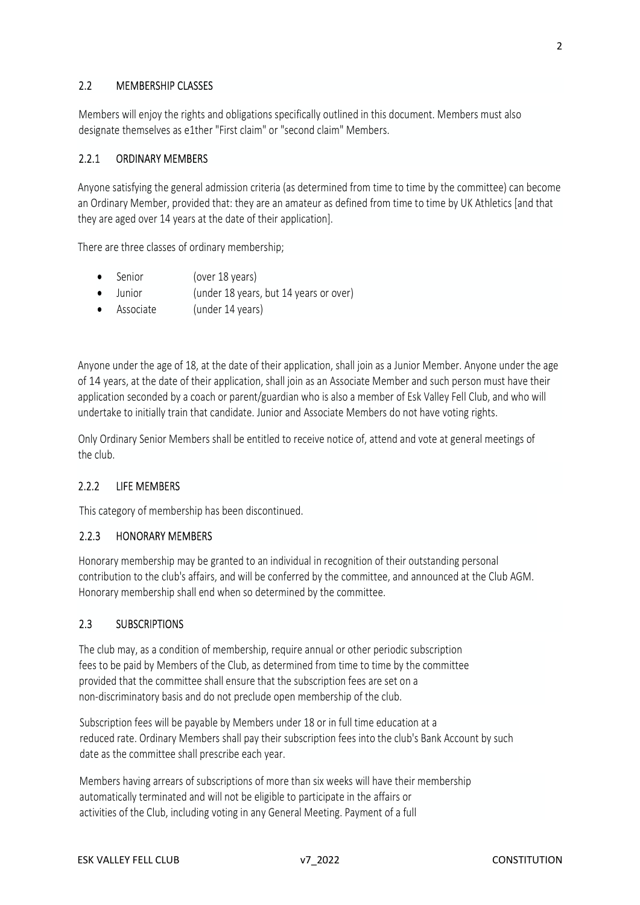## 2.2 MEMBERSHIP CLASSES

Members will enjoy the rights and obligations specifically outlined in this document. Members must also designate themselves as e1ther "First claim" or "second claim" Members.

### 2.2.1 ORDINARY MEMBERS

Anyone satisfying the general admission criteria (as determined from time to time by the committee) can become an Ordinary Member, provided that: they are an amateur as defined from time to time by UK Athletics [and that they are aged over 14 years at the date of their application].

There are three classes of ordinary membership;

- Senior (over 18 years)
- Junior (under 18 years, but 14 years or over)
- Associate (under 14 years)

Anyone under the age of 18, at the date of their application, shall join as a Junior Member. Anyone under the age of 14 years, at the date of their application, shall join as an Associate Member and such person must have their application seconded by a coach or parent/guardian who is also a member of Esk Valley Fell Club, and who will undertake to initially train that candidate. Junior and Associate Members do not have voting rights.

Only Ordinary Senior Members shall be entitled to receive notice of, attend and vote at general meetings of the club.

### 2.2.2 LIFE MEMBERS

This category of membership has been discontinued.

### 2.2.3 HONORARY MEMBERS

Honorary membership may be granted to an individual in recognition of their outstanding personal contribution to the club's affairs, and will be conferred by the committee, and announced at the Club AGM. Honorary membership shall end when so determined by the committee.

## 2.3 SUBSCRIPTIONS

The club may, as a condition of membership, require annual or other periodic subscription fees to be paid by Members of the Club, as determined from time to time by the committee provided that the committee shall ensure that the subscription fees are set on a non-discriminatory basis and do not preclude open membership of the club.

Subscription fees will be payable by Members under 18 or in full time education at a reduced rate. Ordinary Members shall pay their subscription fees into the club's Bank Account by such date as the committee shall prescribe each year.

Members having arrears of subscriptions of more than six weeks will have their membership automatically terminated and will not be eligible to participate in the affairs or activities of the Club, including voting in any General Meeting. Payment of a full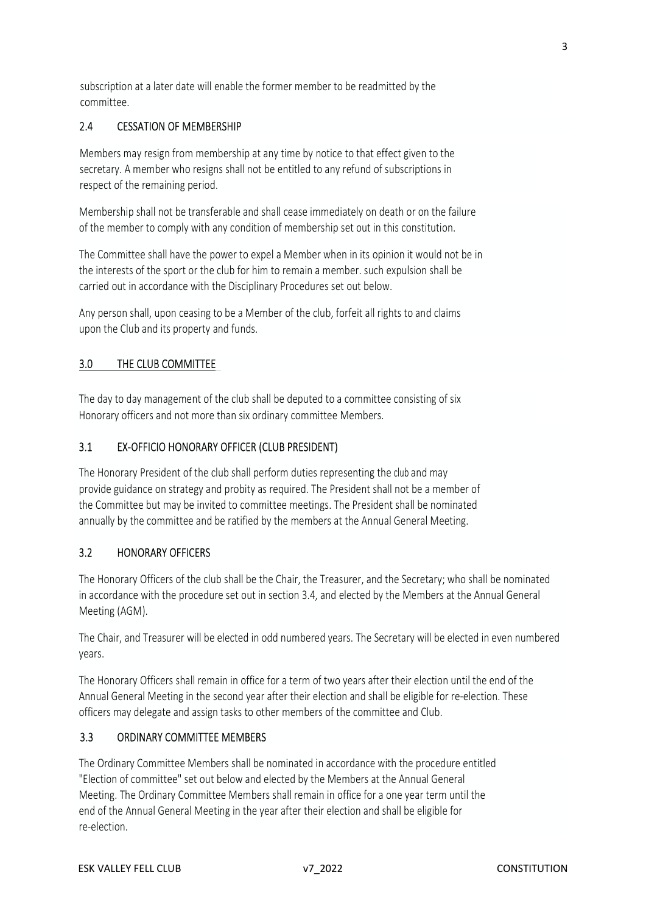subscription at a later date will enable the former member to be readmitted by the committee.

### 2.4 CESSATION OF MEMBERSHIP

Members may resign from membership at any time by notice to that effect given to the secretary. A member who resigns shall not be entitled to any refund of subscriptions in respect of the remaining period.

Membership shall not be transferable and shall cease immediately on death or on the failure of the member to comply with any condition of membership set out in this constitution.

The Committee shall have the power to expel a Member when in its opinion it would not be in the interests of the sport or the club for him to remain a member. such expulsion shall be carried out in accordance with the Disciplinary Procedures set out below.

Any person shall, upon ceasing to be a Member of the club, forfeit all rights to and claims upon the Club and its property and funds.

## 3.0 THE CLUB COMMITTEE

The day to day management of the club shall be deputed to a committee consisting of six Honorary officers and not more than six ordinary committee Members.

### 3.1 EX-OFFICIO HONORARY OFFICER (CLUB PRESIDENT)

The Honorary President of the club shall perform duties representing the club and may provide guidance on strategy and probity as required. The President shall not be a member of the Committee but may be invited to committee meetings. The President shall be nominated annually by the committee and be ratified by the members at the Annual General Meeting.

### 3.2 HONORARY OFFICERS

The Honorary Officers of the club shall be the Chair, the Treasurer, and the Secretary; who shall be nominated in accordance with the procedure set out in section 3.4, and elected by the Members at the Annual General Meeting (AGM).

The Chair, and Treasurer will be elected in odd numbered years. The Secretary will be elected in even numbered years.

The Honorary Officers shall remain in office for a term of two years after their election until the end of the Annual General Meeting in the second year after their election and shall be eligible for re-election. These officers may delegate and assign tasks to other members of the committee and Club.

### 3.3 ORDINARY COMMITTEE MEMBERS

The Ordinary Committee Members shall be nominated in accordance with the procedure entitled "Election of committee" set out below and elected by the Members at the Annual General Meeting. The Ordinary Committee Members shall remain in office for a one year term until the end of the Annual General Meeting in the year after their election and shall be eligible for re-election.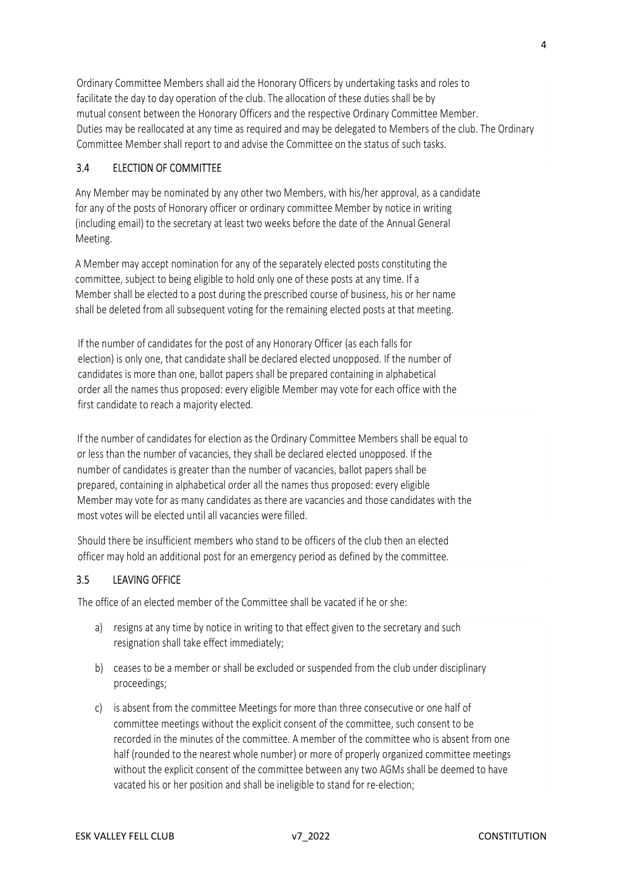Ordinary Committee Members shall aid the Honorary Officers by undertaking tasks and roles to facilitate the day to day operation of the club. The allocation of these duties shall be by mutual consent between the Honorary Officers and the respective Ordinary Committee Member. Duties may be reallocated at any time as required and may be delegated to Members of the club. The Ordinary Committee Member shall report to and advise the Committee on the status of such tasks.

### 3.4 ELECTION OF COMMITTEE

Any Member may be nominated by any other two Members, with his/her approval, as a candidate for any of the posts of Honorary officer or ordinary committee Member by notice in writing (including email) to the secretary at least two weeks before the date of the Annual General Meeting.

A Member may accept nomination for any of the separately elected posts constituting the committee, subject to being eligible to hold only one of these posts at any time. If a Member shall be elected to a post during the prescribed course of business, his or her name shall be deleted from all subsequent voting for the remaining elected posts at that meeting.

If the number of candidates for the post of any Honorary Officer (as each falls for election) is only one, that candidate shall be declared elected unopposed. If the number of candidates is more than one, ballot papers shall be prepared containing in alphabetical order all the names thus proposed: every eligible Member may vote for each office with the first candidate to reach a majority elected.

If the number of candidates for election as the Ordinary Committee Members shall be equal to or less than the number of vacancies, they shall be declared elected unopposed. If the number of candidates is greater than the number of vacancies, ballot papers shall be prepared, containing in alphabetical order all the names thus proposed: every eligible Member may vote for as many candidates as there are vacancies and those candidates with the most votes will be elected until all vacancies were filled.

Should there be insufficient members who stand to be officers of the club then an elected officer may hold an additional post for an emergency period as defined by the committee.

### 3.5 LEAVING OFFICE

The office of an elected member of the Committee shall be vacated if he or she:

a) resigns at any time by notice in writing to that effect given to the secretary and such resignation shall take effect immediately;

b) ceases to be a member or shall be excluded or suspended from the club under disciplinary proceedings;

c) is absent from the committee Meetings for more than three consecutive or one half of committee meetings without the explicit consent of the committee, such consent to be recorded in the minutes of the committee. A member of the committee who is absent from one half (rounded to the nearest whole number) or more of properly organized committee meetings without the explicit consent of the committee between any two AGMs shall be deemed to have vacated his or her position and shall be ineligible to stand for re-election;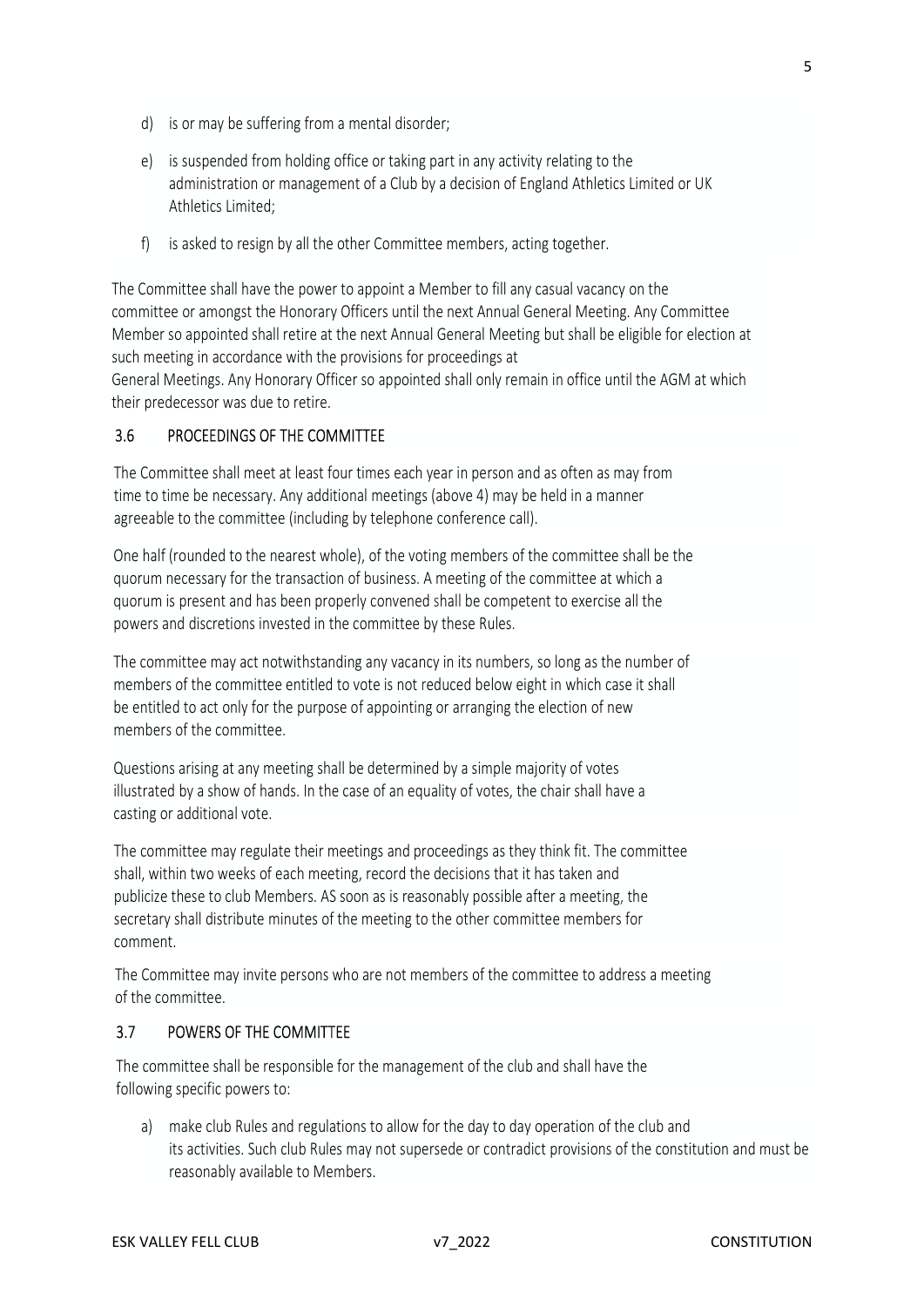d) is or may be suffering from a mental disorder;

e) is suspended from holding office or taking part in any activity relating to the administration or management of a Club by a decision of England Athletics Limited or UK Athletics Limited;

f) is asked to resign by all the other Committee members, acting together.

The Committee shall have the power to appoint a Member to fill any casual vacancy on the committee or amongst the Honorary Officers until the next Annual General Meeting. Any Committee Member so appointed shall retire at the next Annual General Meeting but shall be eligible for election at such meeting in accordance with the provisions for proceedings at General Meetings. Any Honorary Officer so appointed shall only remain in office until the AGM at which their predecessor was due to retire.

### 3.6 PROCEEDINGS OF THE COMMITTEE

The Committee shall meet at least four times each year in person and as often as may from time to time be necessary. Any additional meetings (above 4) may be held in a manner agreeable to the committee (including by telephone conference call).

One half (rounded to the nearest whole), of the voting members of the committee shall be the quorum necessary for the transaction of business. A meeting of the committee at which a quorum is present and has been properly convened shall be competent to exercise all the powers and discretions invested in the committee by these Rules.

The committee may act notwithstanding any vacancy in its numbers, so long as the number of members of the committee entitled to vote is not reduced below eight in which case it shall be entitled to act only for the purpose of appointing or arranging the election of new members of the committee.

Questions arising at any meeting shall be determined by a simple majority of votes illustrated by a show of hands. In the case of an equality of votes, the chair shall have a casting or additional vote.

The committee may regulate their meetings and proceedings as they think fit. The committee shall, within two weeks of each meeting, record the decisions that it has taken and publicize these to club Members. AS soon as is reasonably possible after a meeting, the secretary shall distribute minutes of the meeting to the other committee members for comment.

The Committee may invite persons who are not members of the committee to address a meeting of the committee.

### 3.7 POWERS OF THE COMMITTEE

The committee shall be responsible for the management of the club and shall have the following specific powers to:

a) make club Rules and regulations to allow for the day to day operation of the club and its activities. Such club Rules may not supersede or contradict provisions of the constitution and must be reasonably available to Members.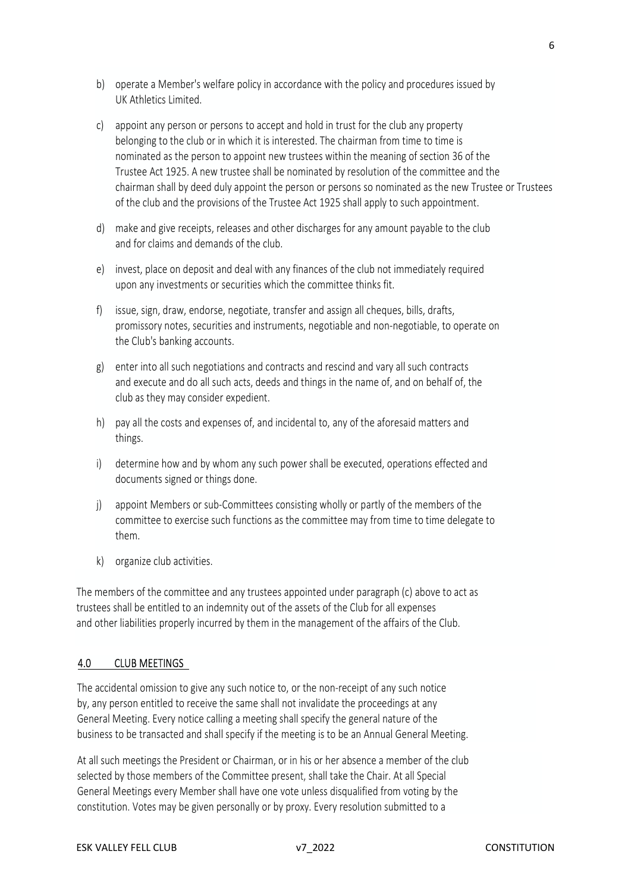b) operate a Member's welfare policy in accordance with the policy and procedures issued by UK Athletics Limited.

c) appoint any person or persons to accept and hold in trust for the club any property belonging to the club or in which it is interested. The chairman from time to time is nominated as the person to appoint new trustees within the meaning of section 36 of the Trustee Act 1925. A new trustee shall be nominated by resolution of the committee and the chairman shall by deed duly appoint the person or persons so nominated as the new Trustee or Trustees of the club and the provisions of the Trustee Act 1925 shall apply to such appointment.

d) make and give receipts, releases and other discharges for any amount payable to the club and for claims and demands of the club.

e) invest, place on deposit and deal with any finances of the club not immediately required upon any investments or securities which the committee thinks fit.

f) issue, sign, draw, endorse, negotiate, transfer and assign all cheques, bills, drafts, promissory notes, securities and instruments, negotiable and non-negotiable, to operate on the Club's banking accounts.

g) enter into all such negotiations and contracts and rescind and vary all such contracts and execute and do all such acts, deeds and things in the name of, and on behalf of, the club as they may consider expedient.

h) pay all the costs and expenses of, and incidental to, any of the aforesaid matters and things.

i) determine how and by whom any such power shall be executed, operations effected and documents signed or things done.

j) appoint Members or sub-Committees consisting wholly or partly of the members of the committee to exercise such functions as the committee may from time to time delegate to them.

k) organize club activities.

The members of the committee and any trustees appointed under paragraph (c) above to act as trustees shall be entitled to an indemnity out of the assets of the Club for all expenses and other liabilities properly incurred by them in the management of the affairs of the Club.

## 4.0 CLUB MEETINGS

The accidental omission to give any such notice to, or the non-receipt of any such notice by, any person entitled to receive the same shall not invalidate the proceedings at any General Meeting. Every notice calling a meeting shall specify the general nature of the business to be transacted and shall specify if the meeting is to be an Annual General Meeting.

At all such meetings the President or Chairman, or in his or her absence a member of the club selected by those members of the Committee present, shall take the Chair. At all Special General Meetings every Member shall have one vote unless disqualified from voting by the constitution. Votes may be given personally or by proxy. Every resolution submitted to a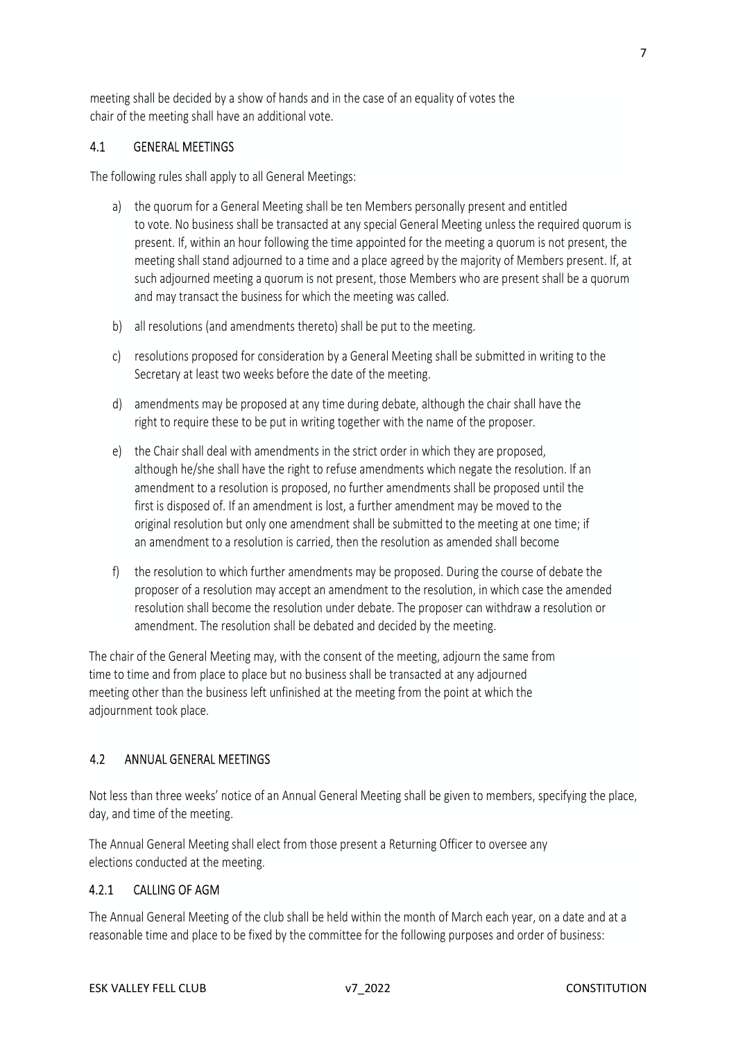meeting shall be decided by a show of hands and in the case of an equality of votes the chair of the meeting shall have an additional vote.

## 4.1 GENERAL MEETINGS

The following rules shall apply to all General Meetings:

a) the quorum for a General Meeting shall be ten Members personally present and entitled to vote. No business shall be transacted at any special General Meeting unless the required quorum is present. If, within an hour following the time appointed for the meeting a quorum is not present, the meeting shall stand adjourned to a time and a place agreed by the majority of Members present. If, at such adjourned meeting a quorum is not present, those Members who are present shall be a quorum and may transact the business for which the meeting was called.

b) all resolutions (and amendments thereto) shall be put to the meeting.

c) resolutions proposed for consideration by a General Meeting shall be submitted in writing to the Secretary at least two weeks before the date of the meeting.

d) amendments may be proposed at any time during debate, although the chair shall have the right to require these to be put in writing together with the name of the proposer.

e) the Chair shall deal with amendments in the strict order in which they are proposed, although he/she shall have the right to refuse amendments which negate the resolution. If an amendment to a resolution is proposed, no further amendments shall be proposed until the first is disposed of. If an amendment is lost, a further amendment may be moved to the original resolution but only one amendment shall be submitted to the meeting at one time; if an amendment to a resolution is carried, then the resolution as amended shall become

f) the resolution to which further amendments may be proposed. During the course of debate the proposer of a resolution may accept an amendment to the resolution, in which case the amended resolution shall become the resolution under debate. The proposer can withdraw a resolution or amendment. The resolution shall be debated and decided by the meeting.

The chair of the General Meeting may, with the consent of the meeting, adjourn the same from time to time and from place to place but no business shall be transacted at any adjourned meeting other than the business left unfinished at the meeting from the point at which the adjournment took place.

## 4.2 ANNUAL GENERAL MEETINGS

Not less than three weeks' notice of an Annual General Meeting shall be given to members, specifying the place, day, and time of the meeting.

The Annual General Meeting shall elect from those present a Returning Officer to oversee any elections conducted at the meeting.

### 4.2.1 CALLING OF AGM

The Annual General Meeting of the club shall be held within the month of March each year, on a date and at a reasonable time and place to be fixed by the committee for the following purposes and order of business: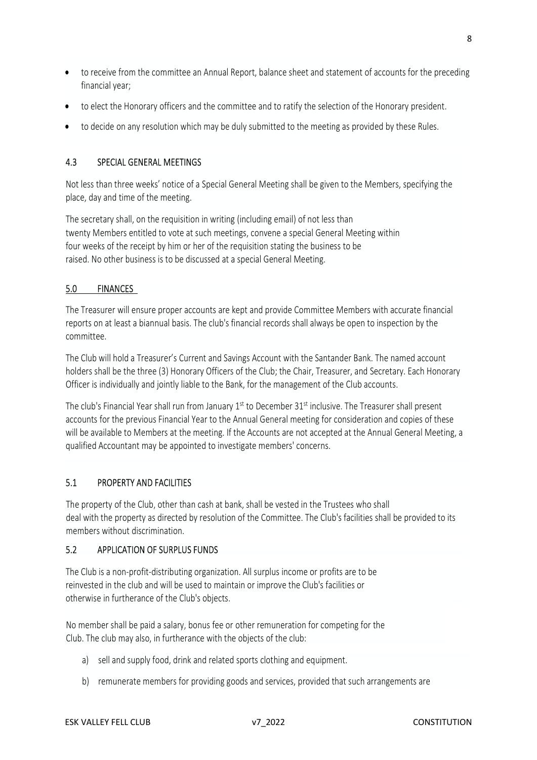- to receive from the committee an Annual Report, balance sheet and statement of accounts for the preceding financial year;
- to elect the Honorary officers and the committee and to ratify the selection of the Honorary president.
- to decide on any resolution which may be duly submitted to the meeting as provided by these Rules.

### 4.3 SPECIAL GENERAL MEETINGS

Not less than three weeks' notice of a Special General Meeting shall be given to the Members, specifying the place, day and time of the meeting.

The secretary shall, on the requisition in writing (including email) of not less than twenty Members entitled to vote at such meetings, convene a special General Meeting within four weeks of the receipt by him or her of the requisition stating the business to be raised. No other business is to be discussed at a special General Meeting.

## 5.0 FINANCES

The Treasurer will ensure proper accounts are kept and provide Committee Members with accurate financial reports on at least a biannual basis. The club's financial records shall always be open to inspection by the committee.

The Club will hold a Treasurer's Current and Savings Account with the Santander Bank. The named account holders shall be the three (3) Honorary Officers of the Club; the Chair, Treasurer, and Secretary. Each Honorary Officer is individually and jointly liable to the Bank, for the management of the Club accounts.

The club's Financial Year shall run from January 1st to December 31st inclusive. The Treasurer shall present accounts for the previous Financial Year to the Annual General meeting for consideration and copies of these will be available to Members at the meeting. If the Accounts are not accepted at the Annual General Meeting, a qualified Accountant may be appointed to investigate members' concerns.

### 5.1 PROPERTY AND FACILITIES

The property of the Club, other than cash at bank, shall be vested in the Trustees who shall deal with the property as directed by resolution of the Committee. The Club's facilities shall be provided to its members without discrimination.

### 5.2 APPLICATION OF SURPLUS FUNDS

The Club is a non-profit-distributing organization. All surplus income or profits are to be reinvested in the club and will be used to maintain or improve the Club's facilities or otherwise in furtherance of the Club's objects.

No member shall be paid a salary, bonus fee or other remuneration for competing for the Club. The club may also, in furtherance with the objects of the club:

a) sell and supply food, drink and related sports clothing and equipment.

b) remunerate members for providing goods and services, provided that such arrangements are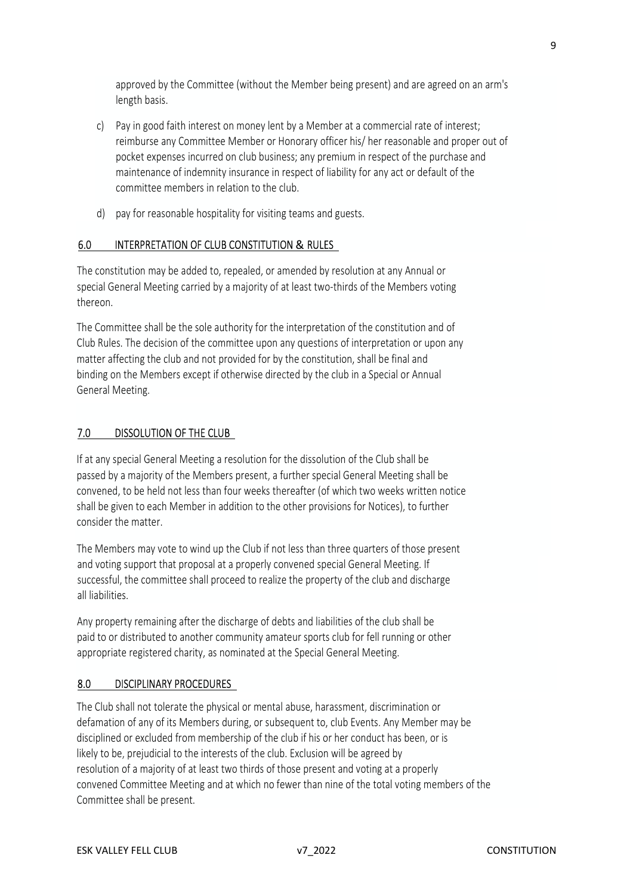approved by the Committee (without the Member being present) and are agreed on an arm's length basis.

c) Pay in good faith interest on money lent by a Member at a commercial rate of interest; reimburse any Committee Member or Honorary officer his/ her reasonable and proper out of pocket expenses incurred on club business; any premium in respect of the purchase and maintenance of indemnity insurance in respect of liability for any act or default of the committee members in relation to the club.

d) pay for reasonable hospitality for visiting teams and guests.

## 6.0 INTERPRETATION OF CLUB CONSTITUTION & RULES

The constitution may be added to, repealed, or amended by resolution at any Annual or special General Meeting carried by a majority of at least two-thirds of the Members voting thereon.

The Committee shall be the sole authority for the interpretation of the constitution and of Club Rules. The decision of the committee upon any questions of interpretation or upon any matter affecting the club and not provided for by the constitution, shall be final and binding on the Members except if otherwise directed by the club in a Special or Annual General Meeting.

## 7.0 DISSOLUTION OF THE CLUB

If at any special General Meeting a resolution for the dissolution of the Club shall be passed by a majority of the Members present, a further special General Meeting shall be convened, to be held not less than four weeks thereafter (of which two weeks written notice shall be given to each Member in addition to the other provisions for Notices), to further consider the matter.

The Members may vote to wind up the Club if not less than three quarters of those present and voting support that proposal at a properly convened special General Meeting. If successful, the committee shall proceed to realize the property of the club and discharge all liabilities.

Any property remaining after the discharge of debts and liabilities of the club shall be paid to or distributed to another community amateur sports club for fell running or other appropriate registered charity, as nominated at the Special General Meeting.

## 8.0 DISCIPLINARY PROCEDURES

The Club shall not tolerate the physical or mental abuse, harassment, discrimination or defamation of any of its Members during, or subsequent to, club Events. Any Member may be disciplined or excluded from membership of the club if his or her conduct has been, or is likely to be, prejudicial to the interests of the club. Exclusion will be agreed by resolution of a majority of at least two thirds of those present and voting at a properly convened Committee Meeting and at which no fewer than nine of the total voting members of the Committee shall be present.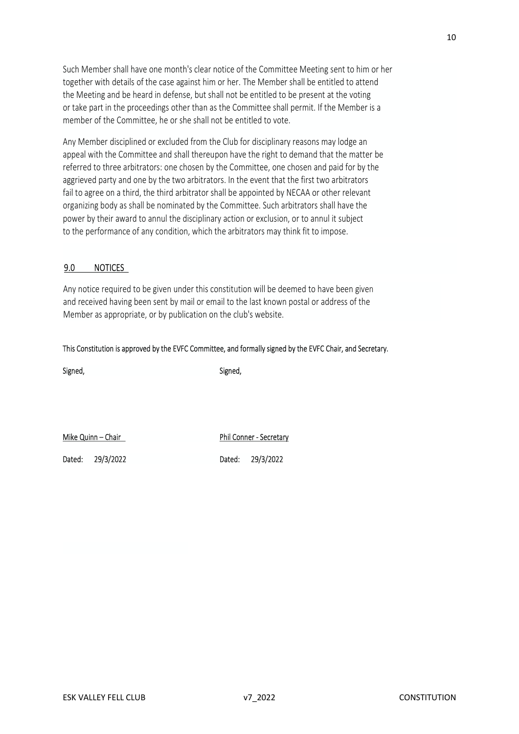Such Member shall have one month's clear notice of the Committee Meeting sent to him or her together with details of the case against him or her. The Member shall be entitled to attend the Meeting and be heard in defense, but shall not be entitled to be present at the voting or take part in the proceedings other than as the Committee shall permit. If the Member is a member of the Committee, he or she shall not be entitled to vote.

Any Member disciplined or excluded from the Club for disciplinary reasons may lodge an appeal with the Committee and shall thereupon have the right to demand that the matter be referred to three arbitrators: one chosen by the Committee, one chosen and paid for by the aggrieved party and one by the two arbitrators. In the event that the first two arbitrators fail to agree on a third, the third arbitrator shall be appointed by NECAA or other relevant organizing body as shall be nominated by the Committee. Such arbitrators shall have the power by their award to annul the disciplinary action or exclusion, or to annul it subject to the performance of any condition, which the arbitrators may think fit to impose.

## 9.0 NOTICES

Any notice required to be given under this constitution will be deemed to have been given and received having been sent by mail or email to the last known postal or address of the Member as appropriate, or by publication on the club's website.

This Constitution is approved by the EVFC Committee, and formally signed by the EVFC Chair, and Secretary.

Signed,

Mike Quinn – Chair

Dated: 29/3/2022

Signed,

Phil Conner - Secretary

Dated: 29/3/2022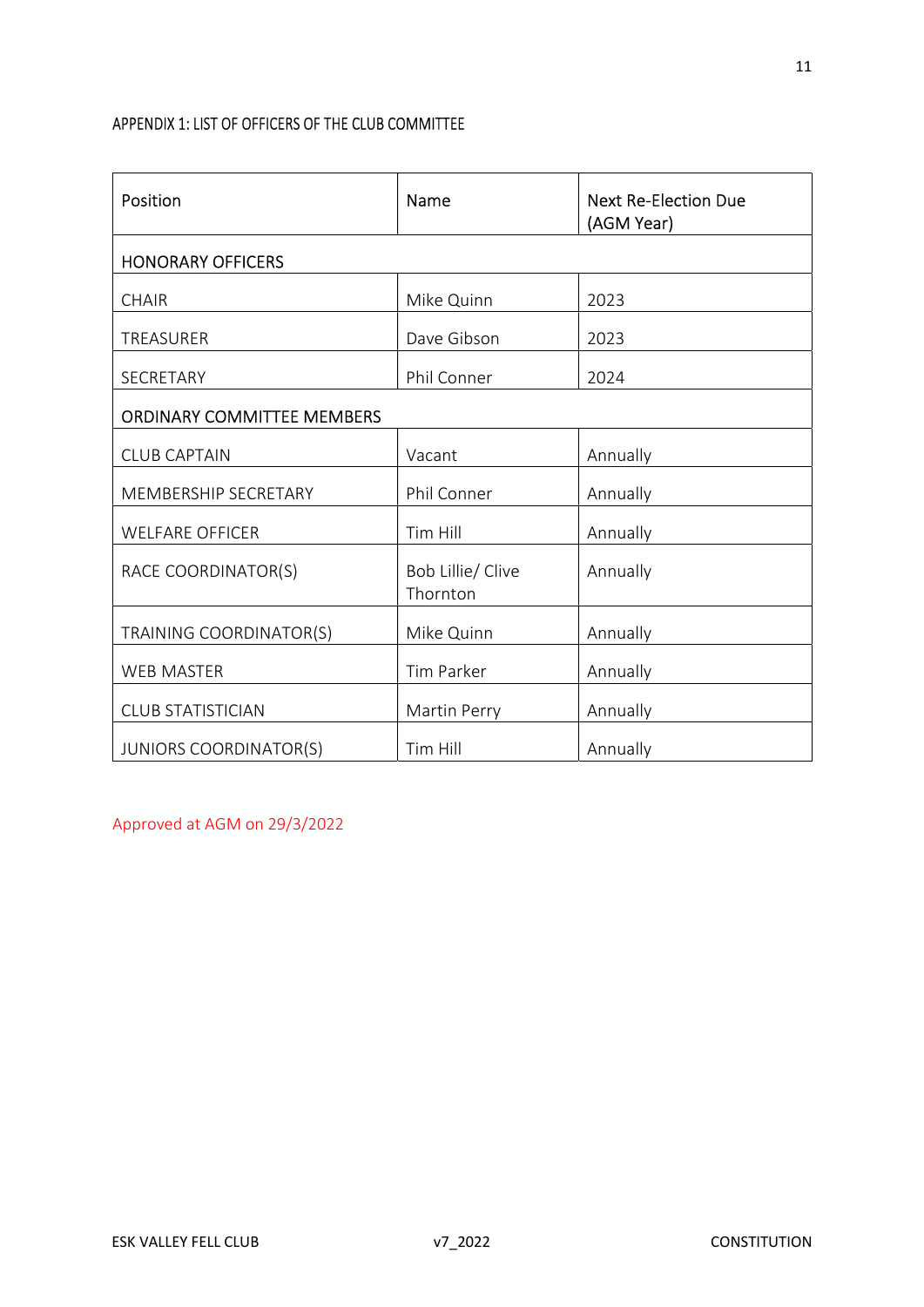## APPENDIX 1: LIST OF OFFICERS OF THE CLUB COMMITTEE

| Position | Name | Next Re-Election Due (AGM Year) |
|---|---|---|
| HONORARY OFFICERS | | |
| CHAIR | Mike Quinn | 2023 |
| TREASURER | Dave Gibson | 2023 |
| SECRETARY | Phil Conner | 2024 |
| ORDINARY COMMITTEE MEMBERS | | |
| CLUB CAPTAIN | Vacant | Annually |
| MEMBERSHIP SECRETARY | Phil Conner | Annually |
| WELFARE OFFICER | Tim Hill | Annually |
| RACE COORDINATOR(S) | Bob Lillie/ Clive Thornton | Annually |
| TRAINING COORDINATOR(S) | Mike Quinn | Annually |
| WEB MASTER | Tim Parker | Annually |
| CLUB STATISTICIAN | Martin Perry | Annually |
| JUNIORS COORDINATOR(S) | Tim Hill | Annually |

Approved at AGM on 29/3/2022